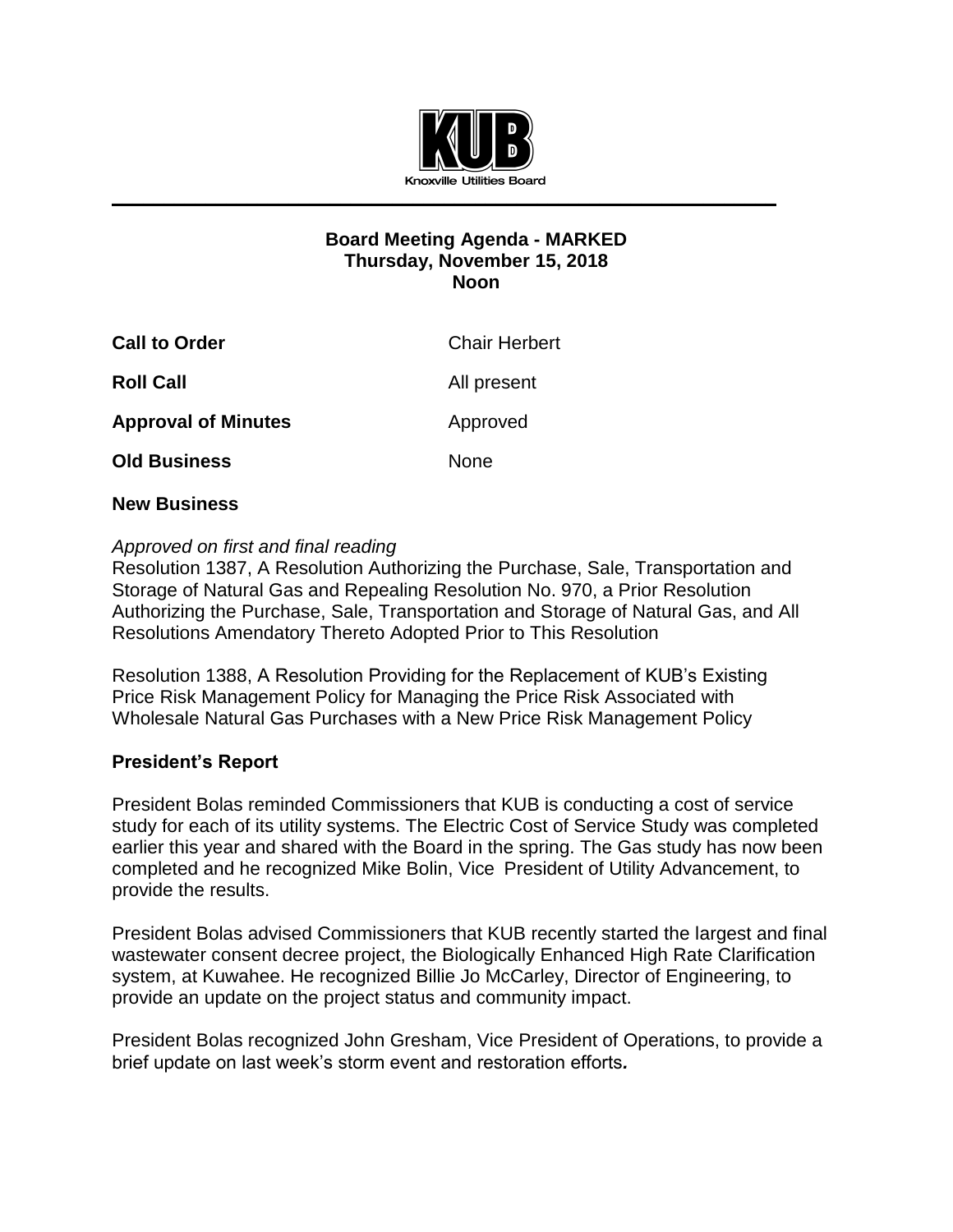KUB

Knoxville Utilities Board

# Board Meeting Agenda - MARKED
## Thursday, November 15, 2018
## Noon

**Call to Order** Chair Herbert

**Roll Call** All present

**Approval of Minutes** Approved

**Old Business** None

**New Business**

*Approved on first and final reading*

Resolution 1387, A Resolution Authorizing the Purchase, Sale, Transportation and Storage of Natural Gas and Repealing Resolution No. 970, a Prior Resolution Authorizing the Purchase, Sale, Transportation and Storage of Natural Gas, and All Resolutions Amendatory Thereto Adopted Prior to This Resolution

Resolution 1388, A Resolution Providing for the Replacement of KUB's Existing Price Risk Management Policy for Managing the Price Risk Associated with Wholesale Natural Gas Purchases with a New Price Risk Management Policy

**President's Report**

President Bolas reminded Commissioners that KUB is conducting a cost of service study for each of its utility systems. The Electric Cost of Service Study was completed earlier this year and shared with the Board in the spring. The Gas study has now been completed and he recognized Mike Bolin, Vice President of Utility Advancement, to provide the results.

President Bolas advised Commissioners that KUB recently started the largest and final wastewater consent decree project, the Biologically Enhanced High Rate Clarification system, at Kuwahee. He recognized Billie Jo McCarley, Director of Engineering, to provide an update on the project status and community impact.

President Bolas recognized John Gresham, Vice President of Operations, to provide a brief update on last week's storm event and restoration efforts.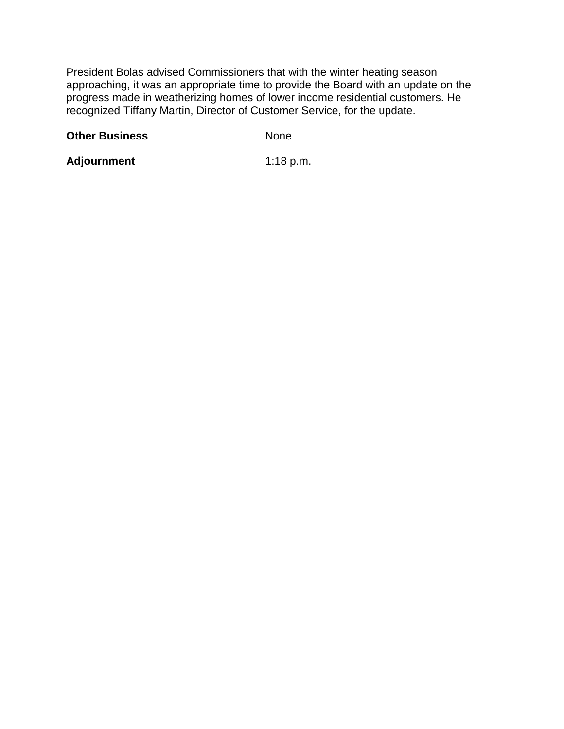President Bolas advised Commissioners that with the winter heating season approaching, it was an appropriate time to provide the Board with an update on the progress made in weatherizing homes of lower income residential customers. He recognized Tiffany Martin, Director of Customer Service, for the update.

**Other Business** None

**Adjournment** 1:18 p.m.